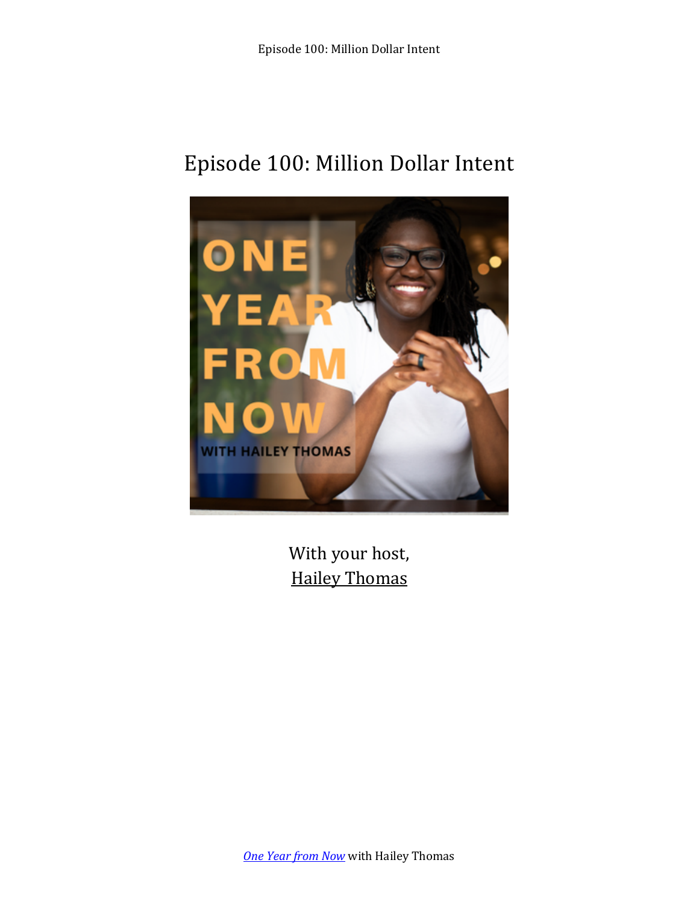# Episode 100: Million Dollar Intent

With your host,
Hailey Thomas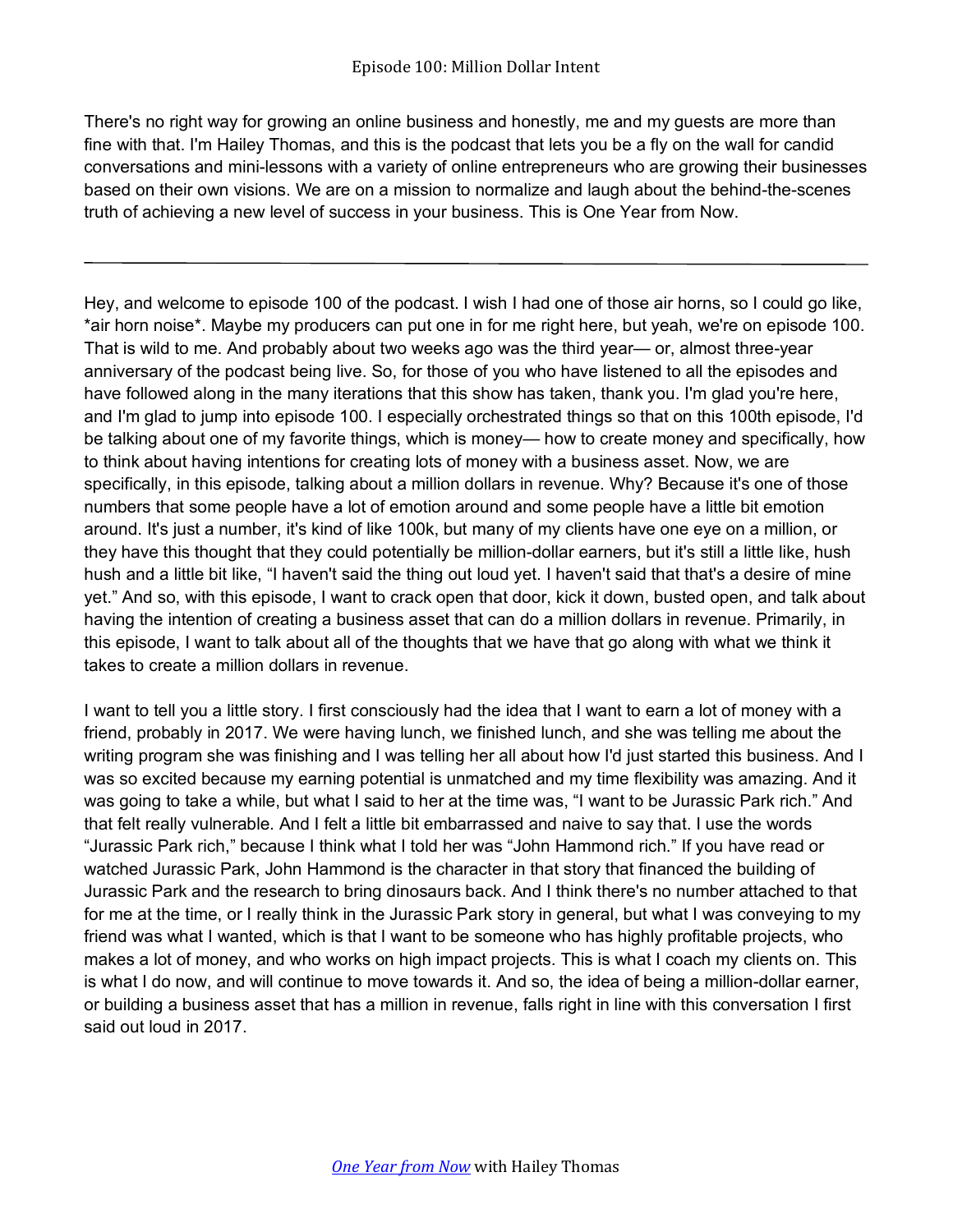There's no right way for growing an online business and honestly, me and my guests are more than fine with that. I'm Hailey Thomas, and this is the podcast that lets you be a fly on the wall for candid conversations and mini-lessons with a variety of online entrepreneurs who are growing their businesses based on their own visions. We are on a mission to normalize and laugh about the behind-the-scenes truth of achieving a new level of success in your business. This is One Year from Now.

---

Hey, and welcome to episode 100 of the podcast. I wish I had one of those air horns, so I could go like, *air horn noise*. Maybe my producers can put one in for me right here, but yeah, we're on episode 100. That is wild to me. And probably about two weeks ago was the third year— or, almost three-year anniversary of the podcast being live. So, for those of you who have listened to all the episodes and have followed along in the many iterations that this show has taken, thank you. I'm glad you're here, and I'm glad to jump into episode 100. I especially orchestrated things so that on this 100th episode, I'd be talking about one of my favorite things, which is money— how to create money and specifically, how to think about having intentions for creating lots of money with a business asset. Now, we are specifically, in this episode, talking about a million dollars in revenue. Why? Because it's one of those numbers that some people have a lot of emotion around and some people have a little bit emotion around. It's just a number, it's kind of like 100k, but many of my clients have one eye on a million, or they have this thought that they could potentially be million-dollar earners, but it's still a little like, hush hush and a little bit like, "I haven't said the thing out loud yet. I haven't said that that's a desire of mine yet." And so, with this episode, I want to crack open that door, kick it down, busted open, and talk about having the intention of creating a business asset that can do a million dollars in revenue. Primarily, in this episode, I want to talk about all of the thoughts that we have that go along with what we think it takes to create a million dollars in revenue.

I want to tell you a little story. I first consciously had the idea that I want to earn a lot of money with a friend, probably in 2017. We were having lunch, we finished lunch, and she was telling me about the writing program she was finishing and I was telling her all about how I'd just started this business. And I was so excited because my earning potential is unmatched and my time flexibility was amazing. And it was going to take a while, but what I said to her at the time was, "I want to be Jurassic Park rich." And that felt really vulnerable. And I felt a little bit embarrassed and naive to say that. I use the words "Jurassic Park rich," because I think what I told her was "John Hammond rich." If you have read or watched Jurassic Park, John Hammond is the character in that story that financed the building of Jurassic Park and the research to bring dinosaurs back. And I think there's no number attached to that for me at the time, or I really think in the Jurassic Park story in general, but what I was conveying to my friend was what I wanted, which is that I want to be someone who has highly profitable projects, who makes a lot of money, and who works on high impact projects. This is what I coach my clients on. This is what I do now, and will continue to move towards it. And so, the idea of being a million-dollar earner, or building a business asset that has a million in revenue, falls right in line with this conversation I first said out loud in 2017.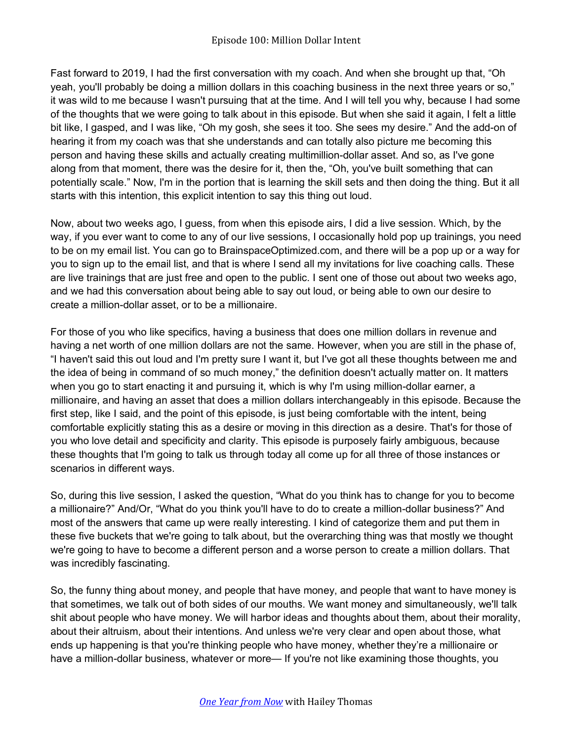Fast forward to 2019, I had the first conversation with my coach. And when she brought up that, "Oh yeah, you'll probably be doing a million dollars in this coaching business in the next three years or so," it was wild to me because I wasn't pursuing that at the time. And I will tell you why, because I had some of the thoughts that we were going to talk about in this episode. But when she said it again, I felt a little bit like, I gasped, and I was like, "Oh my gosh, she sees it too. She sees my desire." And the add-on of hearing it from my coach was that she understands and can totally also picture me becoming this person and having these skills and actually creating multimillion-dollar asset. And so, as I've gone along from that moment, there was the desire for it, then the, "Oh, you've built something that can potentially scale." Now, I'm in the portion that is learning the skill sets and then doing the thing. But it all starts with this intention, this explicit intention to say this thing out loud.

Now, about two weeks ago, I guess, from when this episode airs, I did a live session. Which, by the way, if you ever want to come to any of our live sessions, I occasionally hold pop up trainings, you need to be on my email list. You can go to BrainspaceOptimized.com, and there will be a pop up or a way for you to sign up to the email list, and that is where I send all my invitations for live coaching calls. These are live trainings that are just free and open to the public. I sent one of those out about two weeks ago, and we had this conversation about being able to say out loud, or being able to own our desire to create a million-dollar asset, or to be a millionaire.

For those of you who like specifics, having a business that does one million dollars in revenue and having a net worth of one million dollars are not the same. However, when you are still in the phase of, "I haven't said this out loud and I'm pretty sure I want it, but I've got all these thoughts between me and the idea of being in command of so much money," the definition doesn't actually matter on. It matters when you go to start enacting it and pursuing it, which is why I'm using million-dollar earner, a millionaire, and having an asset that does a million dollars interchangeably in this episode. Because the first step, like I said, and the point of this episode, is just being comfortable with the intent, being comfortable explicitly stating this as a desire or moving in this direction as a desire. That's for those of you who love detail and specificity and clarity. This episode is purposely fairly ambiguous, because these thoughts that I'm going to talk us through today all come up for all three of those instances or scenarios in different ways.

So, during this live session, I asked the question, "What do you think has to change for you to become a millionaire?" And/Or, "What do you think you'll have to do to create a million-dollar business?" And most of the answers that came up were really interesting. I kind of categorize them and put them in these five buckets that we're going to talk about, but the overarching thing was that mostly we thought we're going to have to become a different person and a worse person to create a million dollars. That was incredibly fascinating.

So, the funny thing about money, and people that have money, and people that want to have money is that sometimes, we talk out of both sides of our mouths. We want money and simultaneously, we'll talk shit about people who have money. We will harbor ideas and thoughts about them, about their morality, about their altruism, about their intentions. And unless we're very clear and open about those, what ends up happening is that you're thinking people who have money, whether they're a millionaire or have a million-dollar business, whatever or more— If you're not like examining those thoughts, you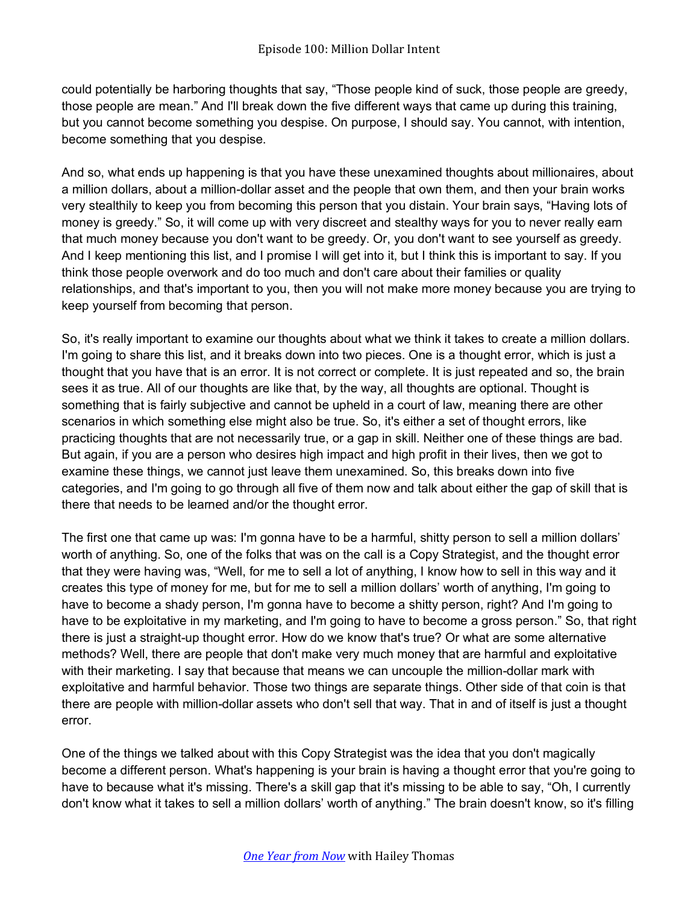could potentially be harboring thoughts that say, "Those people kind of suck, those people are greedy, those people are mean." And I'll break down the five different ways that came up during this training, but you cannot become something you despise. On purpose, I should say. You cannot, with intention, become something that you despise.

And so, what ends up happening is that you have these unexamined thoughts about millionaires, about a million dollars, about a million-dollar asset and the people that own them, and then your brain works very stealthily to keep you from becoming this person that you distain. Your brain says, "Having lots of money is greedy." So, it will come up with very discreet and stealthy ways for you to never really earn that much money because you don't want to be greedy. Or, you don't want to see yourself as greedy. And I keep mentioning this list, and I promise I will get into it, but I think this is important to say. If you think those people overwork and do too much and don't care about their families or quality relationships, and that's important to you, then you will not make more money because you are trying to keep yourself from becoming that person.

So, it's really important to examine our thoughts about what we think it takes to create a million dollars. I'm going to share this list, and it breaks down into two pieces. One is a thought error, which is just a thought that you have that is an error. It is not correct or complete. It is just repeated and so, the brain sees it as true. All of our thoughts are like that, by the way, all thoughts are optional. Thought is something that is fairly subjective and cannot be upheld in a court of law, meaning there are other scenarios in which something else might also be true. So, it's either a set of thought errors, like practicing thoughts that are not necessarily true, or a gap in skill. Neither one of these things are bad. But again, if you are a person who desires high impact and high profit in their lives, then we got to examine these things, we cannot just leave them unexamined. So, this breaks down into five categories, and I'm going to go through all five of them now and talk about either the gap of skill that is there that needs to be learned and/or the thought error.

The first one that came up was: I'm gonna have to be a harmful, shitty person to sell a million dollars' worth of anything. So, one of the folks that was on the call is a Copy Strategist, and the thought error that they were having was, "Well, for me to sell a lot of anything, I know how to sell in this way and it creates this type of money for me, but for me to sell a million dollars' worth of anything, I'm going to have to become a shady person, I'm gonna have to become a shitty person, right? And I'm going to have to be exploitative in my marketing, and I'm going to have to become a gross person." So, that right there is just a straight-up thought error. How do we know that's true? Or what are some alternative methods? Well, there are people that don't make very much money that are harmful and exploitative with their marketing. I say that because that means we can uncouple the million-dollar mark with exploitative and harmful behavior. Those two things are separate things. Other side of that coin is that there are people with million-dollar assets who don't sell that way. That in and of itself is just a thought error.

One of the things we talked about with this Copy Strategist was the idea that you don't magically become a different person. What's happening is your brain is having a thought error that you're going to have to because what it's missing. There's a skill gap that it's missing to be able to say, "Oh, I currently don't know what it takes to sell a million dollars' worth of anything." The brain doesn't know, so it's filling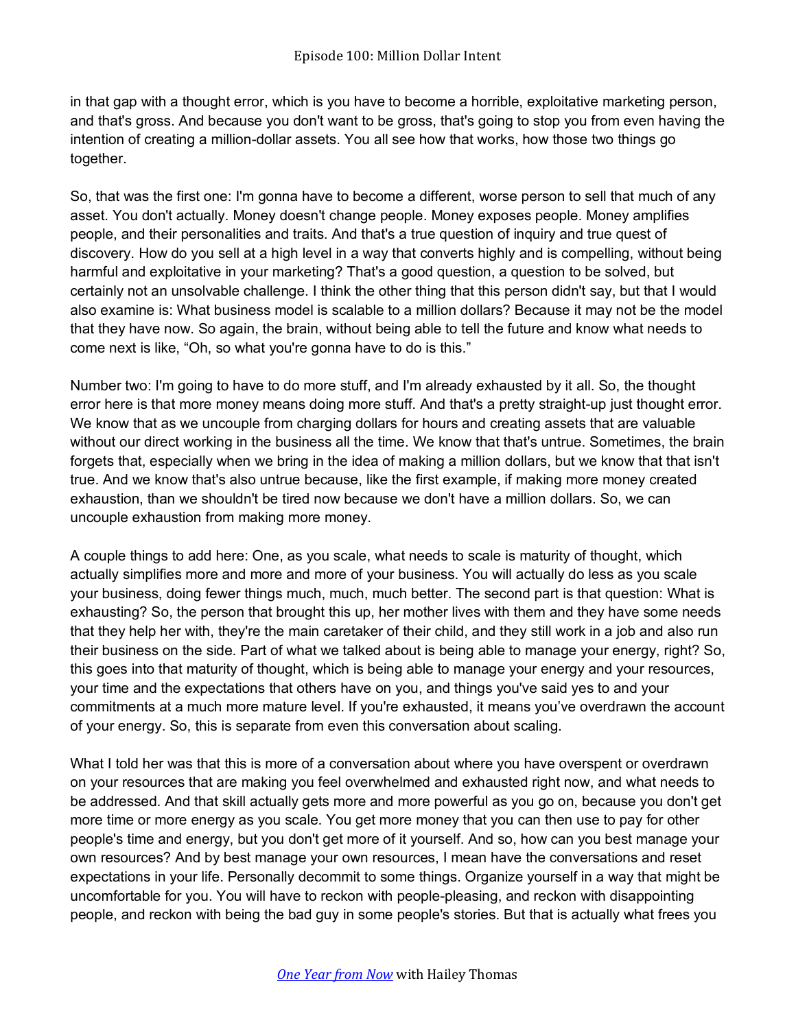in that gap with a thought error, which is you have to become a horrible, exploitative marketing person, and that's gross. And because you don't want to be gross, that's going to stop you from even having the intention of creating a million-dollar assets. You all see how that works, how those two things go together.

So, that was the first one: I'm gonna have to become a different, worse person to sell that much of any asset. You don't actually. Money doesn't change people. Money exposes people. Money amplifies people, and their personalities and traits. And that's a true question of inquiry and true quest of discovery. How do you sell at a high level in a way that converts highly and is compelling, without being harmful and exploitative in your marketing? That's a good question, a question to be solved, but certainly not an unsolvable challenge. I think the other thing that this person didn't say, but that I would also examine is: What business model is scalable to a million dollars? Because it may not be the model that they have now. So again, the brain, without being able to tell the future and know what needs to come next is like, "Oh, so what you're gonna have to do is this."

Number two: I'm going to have to do more stuff, and I'm already exhausted by it all. So, the thought error here is that more money means doing more stuff. And that's a pretty straight-up just thought error. We know that as we uncouple from charging dollars for hours and creating assets that are valuable without our direct working in the business all the time. We know that that's untrue. Sometimes, the brain forgets that, especially when we bring in the idea of making a million dollars, but we know that that isn't true. And we know that's also untrue because, like the first example, if making more money created exhaustion, than we shouldn't be tired now because we don't have a million dollars. So, we can uncouple exhaustion from making more money.

A couple things to add here: One, as you scale, what needs to scale is maturity of thought, which actually simplifies more and more and more of your business. You will actually do less as you scale your business, doing fewer things much, much, much better. The second part is that question: What is exhausting? So, the person that brought this up, her mother lives with them and they have some needs that they help her with, they're the main caretaker of their child, and they still work in a job and also run their business on the side. Part of what we talked about is being able to manage your energy, right? So, this goes into that maturity of thought, which is being able to manage your energy and your resources, your time and the expectations that others have on you, and things you've said yes to and your commitments at a much more mature level. If you're exhausted, it means you've overdrawn the account of your energy. So, this is separate from even this conversation about scaling.

What I told her was that this is more of a conversation about where you have overspent or overdrawn on your resources that are making you feel overwhelmed and exhausted right now, and what needs to be addressed. And that skill actually gets more and more powerful as you go on, because you don't get more time or more energy as you scale. You get more money that you can then use to pay for other people's time and energy, but you don't get more of it yourself. And so, how can you best manage your own resources? And by best manage your own resources, I mean have the conversations and reset expectations in your life. Personally decommit to some things. Organize yourself in a way that might be uncomfortable for you. You will have to reckon with people-pleasing, and reckon with disappointing people, and reckon with being the bad guy in some people's stories. But that is actually what frees you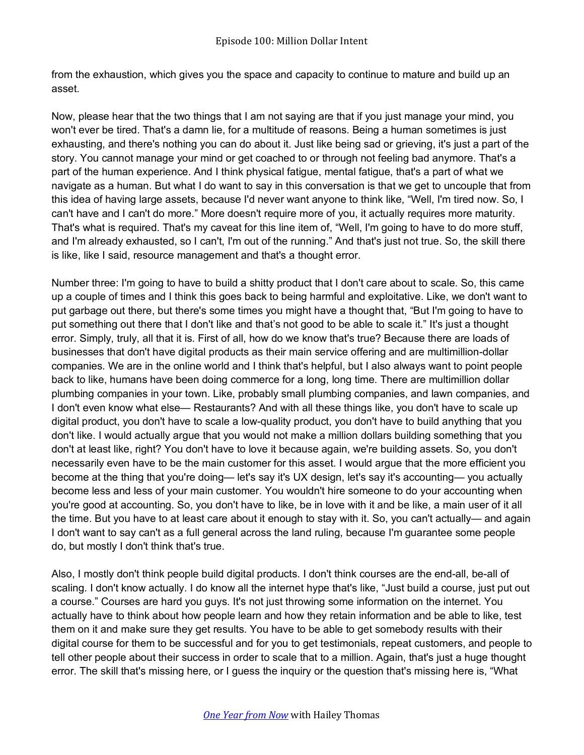from the exhaustion, which gives you the space and capacity to continue to mature and build up an asset.

Now, please hear that the two things that I am not saying are that if you just manage your mind, you won't ever be tired. That's a damn lie, for a multitude of reasons. Being a human sometimes is just exhausting, and there's nothing you can do about it. Just like being sad or grieving, it's just a part of the story. You cannot manage your mind or get coached to or through not feeling bad anymore. That's a part of the human experience. And I think physical fatigue, mental fatigue, that's a part of what we navigate as a human. But what I do want to say in this conversation is that we get to uncouple that from this idea of having large assets, because I'd never want anyone to think like, "Well, I'm tired now. So, I can't have and I can't do more." More doesn't require more of you, it actually requires more maturity. That's what is required. That's my caveat for this line item of, "Well, I'm going to have to do more stuff, and I'm already exhausted, so I can't, I'm out of the running." And that's just not true. So, the skill there is like, like I said, resource management and that's a thought error.

Number three: I'm going to have to build a shitty product that I don't care about to scale. So, this came up a couple of times and I think this goes back to being harmful and exploitative. Like, we don't want to put garbage out there, but there's some times you might have a thought that, "But I'm going to have to put something out there that I don't like and that's not good to be able to scale it." It's just a thought error. Simply, truly, all that it is. First of all, how do we know that's true? Because there are loads of businesses that don't have digital products as their main service offering and are multimillion-dollar companies. We are in the online world and I think that's helpful, but I also always want to point people back to like, humans have been doing commerce for a long, long time. There are multimillion dollar plumbing companies in your town. Like, probably small plumbing companies, and lawn companies, and I don't even know what else— Restaurants? And with all these things like, you don't have to scale up digital product, you don't have to scale a low-quality product, you don't have to build anything that you don't like. I would actually argue that you would not make a million dollars building something that you don't at least like, right? You don't have to love it because again, we're building assets. So, you don't necessarily even have to be the main customer for this asset. I would argue that the more efficient you become at the thing that you're doing— let's say it's UX design, let's say it's accounting— you actually become less and less of your main customer. You wouldn't hire someone to do your accounting when you're good at accounting. So, you don't have to like, be in love with it and be like, a main user of it all the time. But you have to at least care about it enough to stay with it. So, you can't actually— and again I don't want to say can't as a full general across the land ruling, because I'm guarantee some people do, but mostly I don't think that's true.

Also, I mostly don't think people build digital products. I don't think courses are the end-all, be-all of scaling. I don't know actually. I do know all the internet hype that's like, "Just build a course, just put out a course." Courses are hard you guys. It's not just throwing some information on the internet. You actually have to think about how people learn and how they retain information and be able to like, test them on it and make sure they get results. You have to be able to get somebody results with their digital course for them to be successful and for you to get testimonials, repeat customers, and people to tell other people about their success in order to scale that to a million. Again, that's just a huge thought error. The skill that's missing here, or I guess the inquiry or the question that's missing here is, "What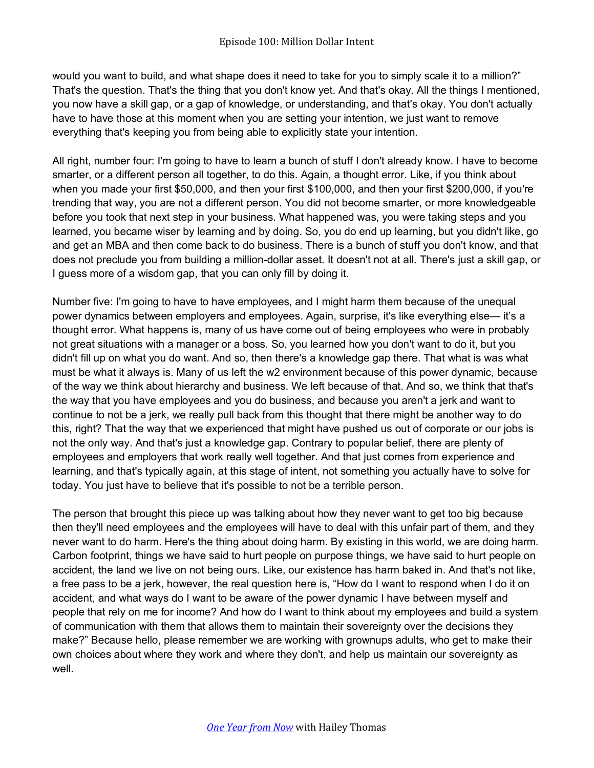would you want to build, and what shape does it need to take for you to simply scale it to a million?" That's the question. That's the thing that you don't know yet. And that's okay. All the things I mentioned, you now have a skill gap, or a gap of knowledge, or understanding, and that's okay. You don't actually have to have those at this moment when you are setting your intention, we just want to remove everything that's keeping you from being able to explicitly state your intention.

All right, number four: I'm going to have to learn a bunch of stuff I don't already know. I have to become smarter, or a different person all together, to do this. Again, a thought error. Like, if you think about when you made your first $50,000, and then your first $100,000, and then your first $200,000, if you're trending that way, you are not a different person. You did not become smarter, or more knowledgeable before you took that next step in your business. What happened was, you were taking steps and you learned, you became wiser by learning and by doing. So, you do end up learning, but you didn't like, go and get an MBA and then come back to do business. There is a bunch of stuff you don't know, and that does not preclude you from building a million-dollar asset. It doesn't not at all. There's just a skill gap, or I guess more of a wisdom gap, that you can only fill by doing it.

Number five: I'm going to have to have employees, and I might harm them because of the unequal power dynamics between employers and employees. Again, surprise, it's like everything else— it's a thought error. What happens is, many of us have come out of being employees who were in probably not great situations with a manager or a boss. So, you learned how you don't want to do it, but you didn't fill up on what you do want. And so, then there's a knowledge gap there. That what is was what must be what it always is. Many of us left the w2 environment because of this power dynamic, because of the way we think about hierarchy and business. We left because of that. And so, we think that that's the way that you have employees and you do business, and because you aren't a jerk and want to continue to not be a jerk, we really pull back from this thought that there might be another way to do this, right? That the way that we experienced that might have pushed us out of corporate or our jobs is not the only way. And that's just a knowledge gap. Contrary to popular belief, there are plenty of employees and employers that work really well together. And that just comes from experience and learning, and that's typically again, at this stage of intent, not something you actually have to solve for today. You just have to believe that it's possible to not be a terrible person.

The person that brought this piece up was talking about how they never want to get too big because then they'll need employees and the employees will have to deal with this unfair part of them, and they never want to do harm. Here's the thing about doing harm. By existing in this world, we are doing harm. Carbon footprint, things we have said to hurt people on purpose things, we have said to hurt people on accident, the land we live on not being ours. Like, our existence has harm baked in. And that's not like, a free pass to be a jerk, however, the real question here is, "How do I want to respond when I do it on accident, and what ways do I want to be aware of the power dynamic I have between myself and people that rely on me for income? And how do I want to think about my employees and build a system of communication with them that allows them to maintain their sovereignty over the decisions they make?" Because hello, please remember we are working with grownups adults, who get to make their own choices about where they work and where they don't, and help us maintain our sovereignty as well.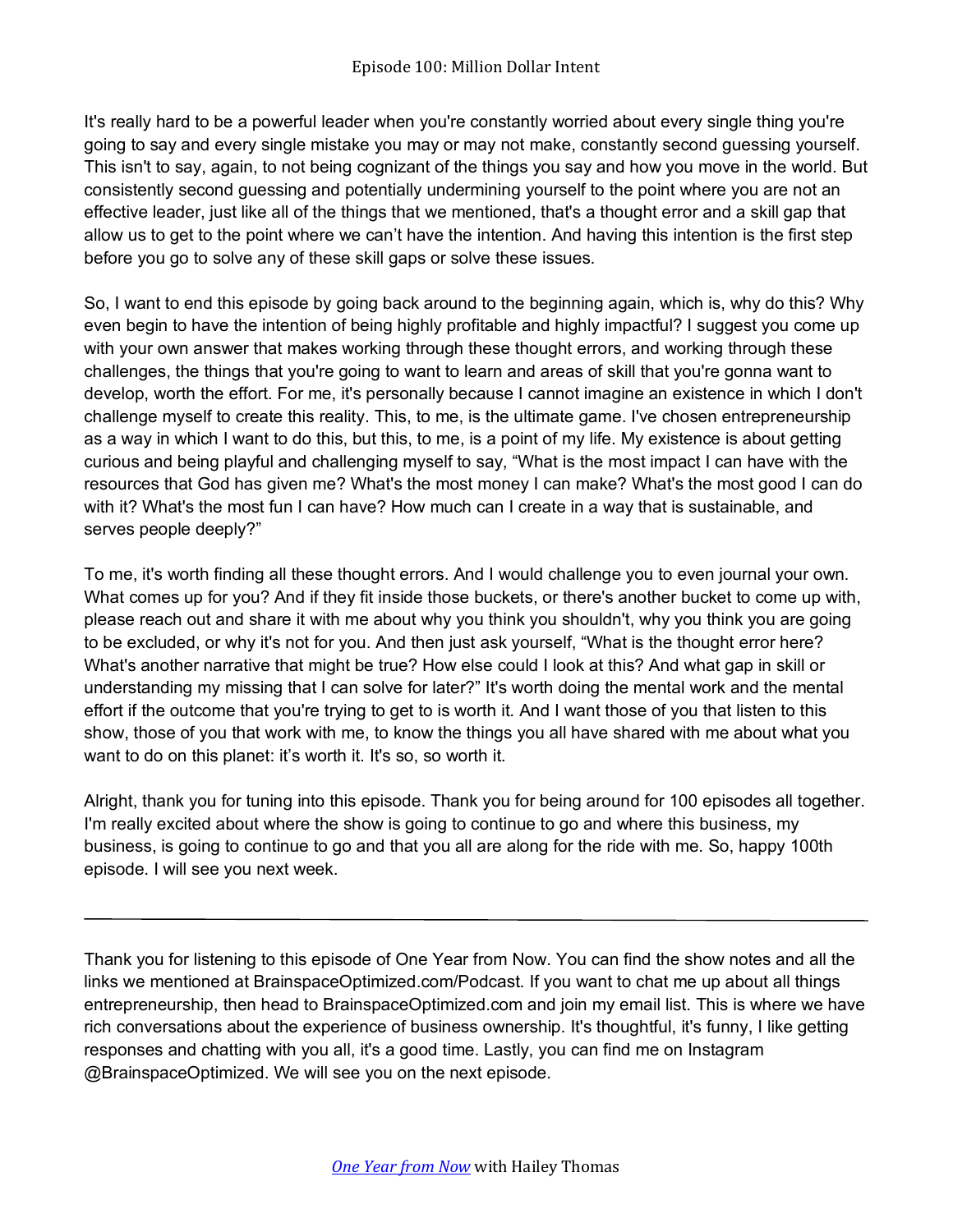It's really hard to be a powerful leader when you're constantly worried about every single thing you're going to say and every single mistake you may or may not make, constantly second guessing yourself. This isn't to say, again, to not being cognizant of the things you say and how you move in the world. But consistently second guessing and potentially undermining yourself to the point where you are not an effective leader, just like all of the things that we mentioned, that's a thought error and a skill gap that allow us to get to the point where we can't have the intention. And having this intention is the first step before you go to solve any of these skill gaps or solve these issues.

So, I want to end this episode by going back around to the beginning again, which is, why do this? Why even begin to have the intention of being highly profitable and highly impactful? I suggest you come up with your own answer that makes working through these thought errors, and working through these challenges, the things that you're going to want to learn and areas of skill that you're gonna want to develop, worth the effort. For me, it's personally because I cannot imagine an existence in which I don't challenge myself to create this reality. This, to me, is the ultimate game. I've chosen entrepreneurship as a way in which I want to do this, but this, to me, is a point of my life. My existence is about getting curious and being playful and challenging myself to say, "What is the most impact I can have with the resources that God has given me? What's the most money I can make? What's the most good I can do with it? What's the most fun I can have? How much can I create in a way that is sustainable, and serves people deeply?"

To me, it's worth finding all these thought errors. And I would challenge you to even journal your own. What comes up for you? And if they fit inside those buckets, or there's another bucket to come up with, please reach out and share it with me about why you think you shouldn't, why you think you are going to be excluded, or why it's not for you. And then just ask yourself, "What is the thought error here? What's another narrative that might be true? How else could I look at this? And what gap in skill or understanding my missing that I can solve for later?" It's worth doing the mental work and the mental effort if the outcome that you're trying to get to is worth it. And I want those of you that listen to this show, those of you that work with me, to know the things you all have shared with me about what you want to do on this planet: it's worth it. It's so, so worth it.

Alright, thank you for tuning into this episode. Thank you for being around for 100 episodes all together. I'm really excited about where the show is going to continue to go and where this business, my business, is going to continue to go and that you all are along for the ride with me. So, happy 100th episode. I will see you next week.

---

Thank you for listening to this episode of One Year from Now. You can find the show notes and all the links we mentioned at BrainspaceOptimized.com/Podcast. If you want to chat me up about all things entrepreneurship, then head to BrainspaceOptimized.com and join my email list. This is where we have rich conversations about the experience of business ownership. It's thoughtful, it's funny, I like getting responses and chatting with you all, it's a good time. Lastly, you can find me on Instagram @BrainspaceOptimized. We will see you on the next episode.